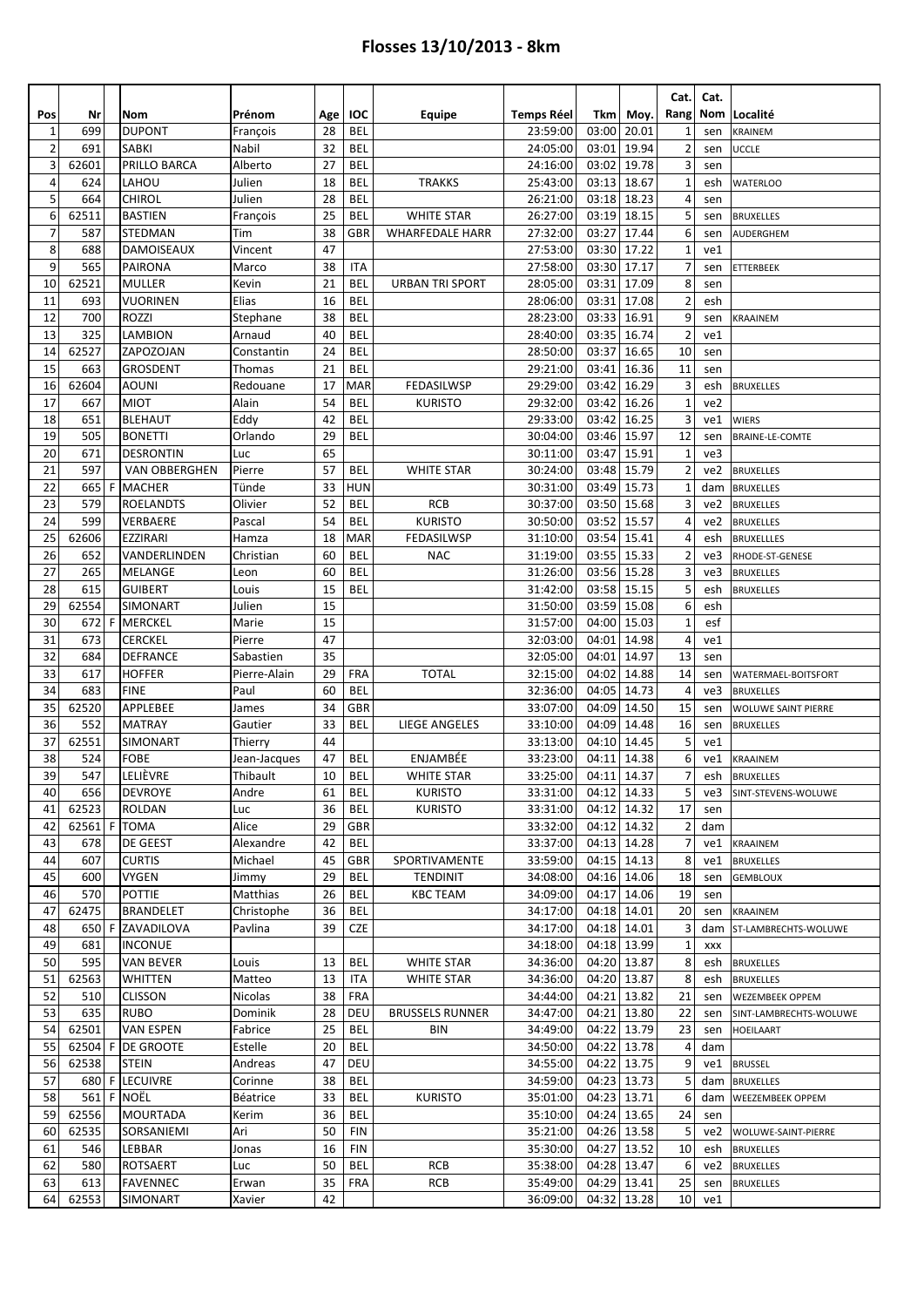# Flosses 13/10/2013 - 8km

| Pos | Nr | | Nom | Prénom | Age | IOC | Equipe | Temps Réel | Tkm | Moy. | Cat. Rang | Cat. Nom | Localité |
|---|---|---|---|---|---|---|---|---|---|---|---|---|---|
| 1 | 699 | | DUPONT | François | 28 | BEL | | 23:59:00 | 03:00 | 20.01 | 1 | sen | KRAINEM |
| 2 | 691 | | SABKI | Nabil | 32 | BEL | | 24:05:00 | 03:01 | 19.94 | 2 | sen | UCCLE |
| 3 | 62601 | | PRILLO BARCA | Alberto | 27 | BEL | | 24:16:00 | 03:02 | 19.78 | 3 | sen | |
| 4 | 624 | | LAHOU | Julien | 18 | BEL | TRAKKS | 25:43:00 | 03:13 | 18.67 | 1 | esh | WATERLOO |
| 5 | 664 | | CHIROL | Julien | 28 | BEL | | 26:21:00 | 03:18 | 18.23 | 4 | sen | |
| 6 | 62511 | | BASTIEN | François | 25 | BEL | WHITE STAR | 26:27:00 | 03:19 | 18.15 | 5 | sen | BRUXELLES |
| 7 | 587 | | STEDMAN | Tim | 38 | GBR | WHARFEDALE HARR | 27:32:00 | 03:27 | 17.44 | 6 | sen | AUDERGHEM |
| 8 | 688 | | DAMOISEAUX | Vincent | 47 | | | 27:53:00 | 03:30 | 17.22 | 1 | ve1 | |
| 9 | 565 | | PAIRONA | Marco | 38 | ITA | | 27:58:00 | 03:30 | 17.17 | 7 | sen | ETTERBEEK |
| 10 | 62521 | | MULLER | Kevin | 21 | BEL | URBAN TRI SPORT | 28:05:00 | 03:31 | 17.09 | 8 | sen | |
| 11 | 693 | | VUORINEN | Elias | 16 | BEL | | 28:06:00 | 03:31 | 17.08 | 2 | esh | |
| 12 | 700 | | ROZZI | Stephane | 38 | BEL | | 28:23:00 | 03:33 | 16.91 | 9 | sen | KRAAINEM |
| 13 | 325 | | LAMBION | Arnaud | 40 | BEL | | 28:40:00 | 03:35 | 16.74 | 2 | ve1 | |
| 14 | 62527 | | ZAPOZOJAN | Constantin | 24 | BEL | | 28:50:00 | 03:37 | 16.65 | 10 | sen | |
| 15 | 663 | | GROSDENT | Thomas | 21 | BEL | | 29:21:00 | 03:41 | 16.36 | 11 | sen | |
| 16 | 62604 | | AOUNI | Redouane | 17 | MAR | FEDASILWSP | 29:29:00 | 03:42 | 16.29 | 3 | esh | BRUXELLES |
| 17 | 667 | | MIOT | Alain | 54 | BEL | KURISTO | 29:32:00 | 03:42 | 16.26 | 1 | ve2 | |
| 18 | 651 | | BLEHAUT | Eddy | 42 | BEL | | 29:33:00 | 03:42 | 16.25 | 3 | ve1 | WIERS |
| 19 | 505 | | BONETTI | Orlando | 29 | BEL | | 30:04:00 | 03:46 | 15.97 | 12 | sen | BRAINE-LE-COMTE |
| 20 | 671 | | DESRONTIN | Luc | 65 | | | 30:11:00 | 03:47 | 15.91 | 1 | ve3 | |
| 21 | 597 | | VAN OBBERGHEN | Pierre | 57 | BEL | WHITE STAR | 30:24:00 | 03:48 | 15.79 | 2 | ve2 | BRUXELLES |
| 22 | 665 | F | MACHER | Tünde | 33 | HUN | | 30:31:00 | 03:49 | 15.73 | 1 | dam | BRUXELLES |
| 23 | 579 | | ROELANDTS | Olivier | 52 | BEL | RCB | 30:37:00 | 03:50 | 15.68 | 3 | ve2 | BRUXELLES |
| 24 | 599 | | VERBAERE | Pascal | 54 | BEL | KURISTO | 30:50:00 | 03:52 | 15.57 | 4 | ve2 | BRUXELLES |
| 25 | 62606 | | EZZIRARI | Hamza | 18 | MAR | FEDASILWSP | 31:10:00 | 03:54 | 15.41 | 4 | esh | BRUXELLLES |
| 26 | 652 | | VANDERLINDEN | Christian | 60 | BEL | NAC | 31:19:00 | 03:55 | 15.33 | 2 | ve3 | RHODE-ST-GENESE |
| 27 | 265 | | MELANGE | Leon | 60 | BEL | | 31:26:00 | 03:56 | 15.28 | 3 | ve3 | BRUXELLES |
| 28 | 615 | | GUIBERT | Louis | 15 | BEL | | 31:42:00 | 03:58 | 15.15 | 5 | esh | BRUXELLES |
| 29 | 62554 | | SIMONART | Julien | 15 | | | 31:50:00 | 03:59 | 15.08 | 6 | esh | |
| 30 | 672 | F | MERCKEL | Marie | 15 | | | 31:57:00 | 04:00 | 15.03 | 1 | esf | |
| 31 | 673 | | CERCKEL | Pierre | 47 | | | 32:03:00 | 04:01 | 14.98 | 4 | ve1 | |
| 32 | 684 | | DEFRANCE | Sabastien | 35 | | | 32:05:00 | 04:01 | 14.97 | 13 | sen | |
| 33 | 617 | | HOFFER | Pierre-Alain | 29 | FRA | TOTAL | 32:15:00 | 04:02 | 14.88 | 14 | sen | WATERMAEL-BOITSFORT |
| 34 | 683 | | FINE | Paul | 60 | BEL | | 32:36:00 | 04:05 | 14.73 | 4 | ve3 | BRUXELLES |
| 35 | 62520 | | APPLEBEE | James | 34 | GBR | | 33:07:00 | 04:09 | 14.50 | 15 | sen | WOLUWE SAINT PIERRE |
| 36 | 552 | | MATRAY | Gautier | 33 | BEL | LIEGE ANGELES | 33:10:00 | 04:09 | 14.48 | 16 | sen | BRUXELLES |
| 37 | 62551 | | SIMONART | Thierry | 44 | | | 33:13:00 | 04:10 | 14.45 | 5 | ve1 | |
| 38 | 524 | | FOBE | Jean-Jacques | 47 | BEL | ENJAMBÉE | 33:23:00 | 04:11 | 14.38 | 6 | ve1 | KRAAINEM |
| 39 | 547 | | LELIÈVRE | Thibault | 10 | BEL | WHITE STAR | 33:25:00 | 04:11 | 14.37 | 7 | esh | BRUXELLES |
| 40 | 656 | | DEVROYE | Andre | 61 | BEL | KURISTO | 33:31:00 | 04:12 | 14.33 | 5 | ve3 | SINT-STEVENS-WOLUWE |
| 41 | 62523 | | ROLDAN | Luc | 36 | BEL | KURISTO | 33:31:00 | 04:12 | 14.32 | 17 | sen | |
| 42 | 62561 | F | TOMA | Alice | 29 | GBR | | 33:32:00 | 04:12 | 14.32 | 2 | dam | |
| 43 | 678 | | DE GEEST | Alexandre | 42 | BEL | | 33:37:00 | 04:13 | 14.28 | 7 | ve1 | KRAAINEM |
| 44 | 607 | | CURTIS | Michael | 45 | GBR | SPORTIVAMENTE | 33:59:00 | 04:15 | 14.13 | 8 | ve1 | BRUXELLES |
| 45 | 600 | | VYGEN | Jimmy | 29 | BEL | TENDINIT | 34:08:00 | 04:16 | 14.06 | 18 | sen | GEMBLOUX |
| 46 | 570 | | POTTIE | Matthias | 26 | BEL | KBC TEAM | 34:09:00 | 04:17 | 14.06 | 19 | sen | |
| 47 | 62475 | | BRANDELET | Christophe | 36 | BEL | | 34:17:00 | 04:18 | 14.01 | 20 | sen | KRAAINEM |
| 48 | 650 | F | ZAVADILOVA | Pavlina | 39 | CZE | | 34:17:00 | 04:18 | 14.01 | 3 | dam | ST-LAMBRECHTS-WOLUWE |
| 49 | 681 | | INCONUE | | | | | 34:18:00 | 04:18 | 13.99 | 1 | xxx | |
| 50 | 595 | | VAN BEVER | Louis | 13 | BEL | WHITE STAR | 34:36:00 | 04:20 | 13.87 | 8 | esh | BRUXELLES |
| 51 | 62563 | | WHITTEN | Matteo | 13 | ITA | WHITE STAR | 34:36:00 | 04:20 | 13.87 | 8 | esh | BRUXELLES |
| 52 | 510 | | CLISSON | Nicolas | 38 | FRA | | 34:44:00 | 04:21 | 13.82 | 21 | sen | WEZEMBEEK OPPEM |
| 53 | 635 | | RUBO | Dominik | 28 | DEU | BRUSSELS RUNNER | 34:47:00 | 04:21 | 13.80 | 22 | sen | SINT-LAMBRECHTS-WOLUWE |
| 54 | 62501 | | VAN ESPEN | Fabrice | 25 | BEL | BIN | 34:49:00 | 04:22 | 13.79 | 23 | sen | HOEILAART |
| 55 | 62504 | F | DE GROOTE | Estelle | 20 | BEL | | 34:50:00 | 04:22 | 13.78 | 4 | dam | |
| 56 | 62538 | | STEIN | Andreas | 47 | DEU | | 34:55:00 | 04:22 | 13.75 | 9 | ve1 | BRUSSEL |
| 57 | 680 | F | LECUIVRE | Corinne | 38 | BEL | | 34:59:00 | 04:23 | 13.73 | 5 | dam | BRUXELLES |
| 58 | 561 | F | NOËL | Béatrice | 33 | BEL | KURISTO | 35:01:00 | 04:23 | 13.71 | 6 | dam | WEEZEMBEEK OPPEM |
| 59 | 62556 | | MOURTADA | Kerim | 36 | BEL | | 35:10:00 | 04:24 | 13.65 | 24 | sen | |
| 60 | 62535 | | SORSANIEMI | Ari | 50 | FIN | | 35:21:00 | 04:26 | 13.58 | 5 | ve2 | WOLUWE-SAINT-PIERRE |
| 61 | 546 | | LEBBAR | Jonas | 16 | FIN | | 35:30:00 | 04:27 | 13.52 | 10 | esh | BRUXELLES |
| 62 | 580 | | ROTSAERT | Luc | 50 | BEL | RCB | 35:38:00 | 04:28 | 13.47 | 6 | ve2 | BRUXELLES |
| 63 | 613 | | FAVENNEC | Erwan | 35 | FRA | RCB | 35:49:00 | 04:29 | 13.41 | 25 | sen | BRUXELLES |
| 64 | 62553 | | SIMONART | Xavier | 42 | | | 36:09:00 | 04:32 | 13.28 | 10 | ve1 | |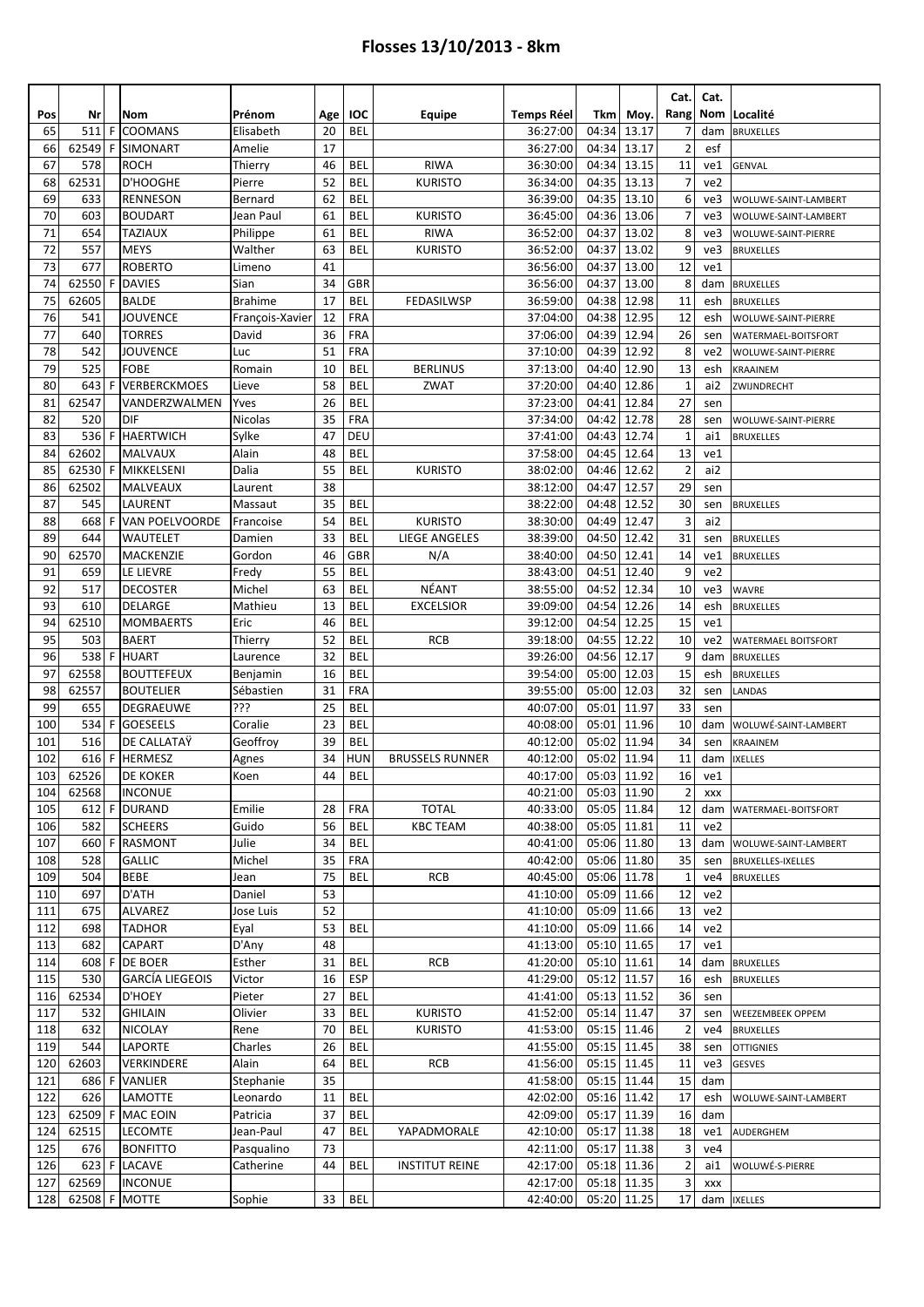# Flosses 13/10/2013 - 8km

| Pos | Nr | | Nom | Prénom | Age | IOC | Equipe | Temps Réel | Tkm | Moy. | Cat. Rang | Cat. Nom | Localité |
|---|---|---|---|---|---|---|---|---|---|---|---|---|---|
| 65 | 511 | F | COOMANS | Elisabeth | 20 | BEL | | 36:27:00 | 04:34 | 13.17 | 7 | dam | BRUXELLES |
| 66 | 62549 | F | SIMONART | Amelie | 17 | | | 36:27:00 | 04:34 | 13.17 | 2 | esf | |
| 67 | 578 | | ROCH | Thierry | 46 | BEL | RIWA | 36:30:00 | 04:34 | 13.15 | 11 | ve1 | GENVAL |
| 68 | 62531 | | D'HOOGHE | Pierre | 52 | BEL | KURISTO | 36:34:00 | 04:35 | 13.13 | 7 | ve2 | |
| 69 | 633 | | RENNESON | Bernard | 62 | BEL | | 36:39:00 | 04:35 | 13.10 | 6 | ve3 | WOLUWE-SAINT-LAMBERT |
| 70 | 603 | | BOUDART | Jean Paul | 61 | BEL | KURISTO | 36:45:00 | 04:36 | 13.06 | 7 | ve3 | WOLUWE-SAINT-LAMBERT |
| 71 | 654 | | TAZIAUX | Philippe | 61 | BEL | RIWA | 36:52:00 | 04:37 | 13.02 | 8 | ve3 | WOLUWE-SAINT-PIERRE |
| 72 | 557 | | MEYS | Walther | 63 | BEL | KURISTO | 36:52:00 | 04:37 | 13.02 | 9 | ve3 | BRUXELLES |
| 73 | 677 | | ROBERTO | Limeno | 41 | | | 36:56:00 | 04:37 | 13.00 | 12 | ve1 | |
| 74 | 62550 | F | DAVIES | Sian | 34 | GBR | | 36:56:00 | 04:37 | 13.00 | 8 | dam | BRUXELLES |
| 75 | 62605 | | BALDE | Brahime | 17 | BEL | FEDASILWSP | 36:59:00 | 04:38 | 12.98 | 11 | esh | BRUXELLES |
| 76 | 541 | | JOUVENCE | François-Xavier | 12 | FRA | | 37:04:00 | 04:38 | 12.95 | 12 | esh | WOLUWE-SAINT-PIERRE |
| 77 | 640 | | TORRES | David | 36 | FRA | | 37:06:00 | 04:39 | 12.94 | 26 | sen | WATERMAEL-BOITSFORT |
| 78 | 542 | | JOUVENCE | Luc | 51 | FRA | | 37:10:00 | 04:39 | 12.92 | 8 | ve2 | WOLUWE-SAINT-PIERRE |
| 79 | 525 | | FOBE | Romain | 10 | BEL | BERLINUS | 37:13:00 | 04:40 | 12.90 | 13 | esh | KRAAINEM |
| 80 | 643 | F | VERBERCKMOES | Lieve | 58 | BEL | ZWAT | 37:20:00 | 04:40 | 12.86 | 1 | ai2 | ZWIJNDRECHT |
| 81 | 62547 | | VANDERZWALMEN | Yves | 26 | BEL | | 37:23:00 | 04:41 | 12.84 | 27 | sen | |
| 82 | 520 | | DIF | Nicolas | 35 | FRA | | 37:34:00 | 04:42 | 12.78 | 28 | sen | WOLUWE-SAINT-PIERRE |
| 83 | 536 | F | HAERTWICH | Sylke | 47 | DEU | | 37:41:00 | 04:43 | 12.74 | 1 | ai1 | BRUXELLES |
| 84 | 62602 | | MALVAUX | Alain | 48 | BEL | | 37:58:00 | 04:45 | 12.64 | 13 | ve1 | |
| 85 | 62530 | F | MIKKELSENI | Dalia | 55 | BEL | KURISTO | 38:02:00 | 04:46 | 12.62 | 2 | ai2 | |
| 86 | 62502 | | MALVEAUX | Laurent | 38 | | | 38:12:00 | 04:47 | 12.57 | 29 | sen | |
| 87 | 545 | | LAURENT | Massaut | 35 | BEL | | 38:22:00 | 04:48 | 12.52 | 30 | sen | BRUXELLES |
| 88 | 668 | F | VAN POELVOORDE | Francoise | 54 | BEL | KURISTO | 38:30:00 | 04:49 | 12.47 | 3 | ai2 | |
| 89 | 644 | | WAUTELET | Damien | 33 | BEL | LIEGE ANGELES | 38:39:00 | 04:50 | 12.42 | 31 | sen | BRUXELLES |
| 90 | 62570 | | MACKENZIE | Gordon | 46 | GBR | N/A | 38:40:00 | 04:50 | 12.41 | 14 | ve1 | BRUXELLES |
| 91 | 659 | | LE LIEVRE | Fredy | 55 | BEL | | 38:43:00 | 04:51 | 12.40 | 9 | ve2 | |
| 92 | 517 | | DECOSTER | Michel | 63 | BEL | NÉANT | 38:55:00 | 04:52 | 12.34 | 10 | ve3 | WAVRE |
| 93 | 610 | | DELARGE | Mathieu | 13 | BEL | EXCELSIOR | 39:09:00 | 04:54 | 12.26 | 14 | esh | BRUXELLES |
| 94 | 62510 | | MOMBAERTS | Eric | 46 | BEL | | 39:12:00 | 04:54 | 12.25 | 15 | ve1 | |
| 95 | 503 | | BAERT | Thierry | 52 | BEL | RCB | 39:18:00 | 04:55 | 12.22 | 10 | ve2 | WATERMAEL BOITSFORT |
| 96 | 538 | F | HUART | Laurence | 32 | BEL | | 39:26:00 | 04:56 | 12.17 | 9 | dam | BRUXELLES |
| 97 | 62558 | | BOUTTEFEUX | Benjamin | 16 | BEL | | 39:54:00 | 05:00 | 12.03 | 15 | esh | BRUXELLES |
| 98 | 62557 | | BOUTELIER | Sébastien | 31 | FRA | | 39:55:00 | 05:00 | 12.03 | 32 | sen | LANDAS |
| 99 | 655 | | DEGRAEUWE | ??? | 25 | BEL | | 40:07:00 | 05:01 | 11.97 | 33 | sen | |
| 100 | 534 | F | GOESEELS | Coralie | 23 | BEL | | 40:08:00 | 05:01 | 11.96 | 10 | dam | WOLUWÉ-SAINT-LAMBERT |
| 101 | 516 | | DE CALLATAŸ | Geoffroy | 39 | BEL | | 40:12:00 | 05:02 | 11.94 | 34 | sen | KRAAINEM |
| 102 | 616 | F | HERMESZ | Agnes | 34 | HUN | BRUSSELS RUNNER | 40:12:00 | 05:02 | 11.94 | 11 | dam | IXELLES |
| 103 | 62526 | | DE KOKER | Koen | 44 | BEL | | 40:17:00 | 05:03 | 11.92 | 16 | ve1 | |
| 104 | 62568 | | INCONUE | | | | | 40:21:00 | 05:03 | 11.90 | 2 | xxx | |
| 105 | 612 | F | DURAND | Emilie | 28 | FRA | TOTAL | 40:33:00 | 05:05 | 11.84 | 12 | dam | WATERMAEL-BOITSFORT |
| 106 | 582 | | SCHEERS | Guido | 56 | BEL | KBC TEAM | 40:38:00 | 05:05 | 11.81 | 11 | ve2 | |
| 107 | 660 | F | RASMONT | Julie | 34 | BEL | | 40:41:00 | 05:06 | 11.80 | 13 | dam | WOLUWE-SAINT-LAMBERT |
| 108 | 528 | | GALLIC | Michel | 35 | FRA | | 40:42:00 | 05:06 | 11.80 | 35 | sen | BRUXELLES-IXELLES |
| 109 | 504 | | BEBE | Jean | 75 | BEL | RCB | 40:45:00 | 05:06 | 11.78 | 1 | ve4 | BRUXELLES |
| 110 | 697 | | D'ATH | Daniel | 53 | | | 41:10:00 | 05:09 | 11.66 | 12 | ve2 | |
| 111 | 675 | | ALVAREZ | Jose Luis | 52 | | | 41:10:00 | 05:09 | 11.66 | 13 | ve2 | |
| 112 | 698 | | TADHOR | Eyal | 53 | BEL | | 41:10:00 | 05:09 | 11.66 | 14 | ve2 | |
| 113 | 682 | | CAPART | D'Any | 48 | | | 41:13:00 | 05:10 | 11.65 | 17 | ve1 | |
| 114 | 608 | F | DE BOER | Esther | 31 | BEL | RCB | 41:20:00 | 05:10 | 11.61 | 14 | dam | BRUXELLES |
| 115 | 530 | | GARCÍA LIEGEOIS | Victor | 16 | ESP | | 41:29:00 | 05:12 | 11.57 | 16 | esh | BRUXELLES |
| 116 | 62534 | | D'HOEY | Pieter | 27 | BEL | | 41:41:00 | 05:13 | 11.52 | 36 | sen | |
| 117 | 532 | | GHILAIN | Olivier | 33 | BEL | KURISTO | 41:52:00 | 05:14 | 11.47 | 37 | sen | WEEZEMBEEK OPPEM |
| 118 | 632 | | NICOLAY | Rene | 70 | BEL | KURISTO | 41:53:00 | 05:15 | 11.46 | 2 | ve4 | BRUXELLES |
| 119 | 544 | | LAPORTE | Charles | 26 | BEL | | 41:55:00 | 05:15 | 11.45 | 38 | sen | OTTIGNIES |
| 120 | 62603 | | VERKINDERE | Alain | 64 | BEL | RCB | 41:56:00 | 05:15 | 11.45 | 11 | ve3 | GESVES |
| 121 | 686 | F | VANLIER | Stephanie | 35 | | | 41:58:00 | 05:15 | 11.44 | 15 | dam | |
| 122 | 626 | | LAMOTTE | Leonardo | 11 | BEL | | 42:02:00 | 05:16 | 11.42 | 17 | esh | WOLUWE-SAINT-LAMBERT |
| 123 | 62509 | F | MAC EOIN | Patricia | 37 | BEL | | 42:09:00 | 05:17 | 11.39 | 16 | dam | |
| 124 | 62515 | | LECOMTE | Jean-Paul | 47 | BEL | YAPADMORALE | 42:10:00 | 05:17 | 11.38 | 18 | ve1 | AUDERGHEM |
| 125 | 676 | | BONFITTO | Pasqualino | 73 | | | 42:11:00 | 05:17 | 11.38 | 3 | ve4 | |
| 126 | 623 | F | LACAVE | Catherine | 44 | BEL | INSTITUT REINE | 42:17:00 | 05:18 | 11.36 | 2 | ai1 | WOLUWÉ-S-PIERRE |
| 127 | 62569 | | INCONUE | | | | | 42:17:00 | 05:18 | 11.35 | 3 | xxx | |
| 128 | 62508 | F | MOTTE | Sophie | 33 | BEL | | 42:40:00 | 05:20 | 11.25 | 17 | dam | IXELLES |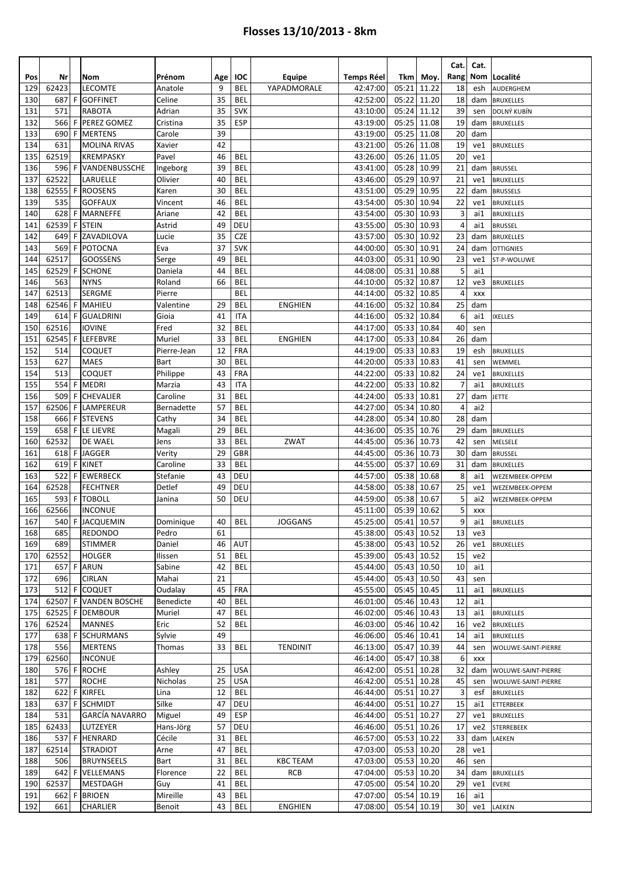# Flosses 13/10/2013 - 8km

| Pos | Nr | | Nom | Prénom | Age | IOC | Equipe | Temps Réel | Tkm | Moy. | Cat. Rang | Cat. Nom | Localité |
|---|---|---|---|---|---|---|---|---|---|---|---|---|---|
| 129 | 62423 | | LECOMTE | Anatole | 9 | BEL | YAPADMORALE | 42:47:00 | 05:21 | 11.22 | 18 | esh | AUDERGHEM |
| 130 | 687 | F | GOFFINET | Celine | 35 | BEL | | 42:52:00 | 05:22 | 11.20 | 18 | dam | BRUXELLES |
| 131 | 571 | | RABOTA | Adrian | 35 | SVK | | 43:10:00 | 05:24 | 11.12 | 39 | sen | DOLNÝ KUBÍN |
| 132 | 566 | F | PEREZ GOMEZ | Cristina | 35 | ESP | | 43:19:00 | 05:25 | 11.08 | 19 | dam | BRUXELLES |
| 133 | 690 | F | MERTENS | Carole | 39 | | | 43:19:00 | 05:25 | 11.08 | 20 | dam | |
| 134 | 631 | | MOLINA RIVAS | Xavier | 42 | | | 43:21:00 | 05:26 | 11.08 | 19 | ve1 | BRUXELLES |
| 135 | 62519 | | KREMPASKY | Pavel | 46 | BEL | | 43:26:00 | 05:26 | 11.05 | 20 | ve1 | |
| 136 | 596 | F | VANDENBUSSCHE | Ingeborg | 39 | BEL | | 43:41:00 | 05:28 | 10.99 | 21 | dam | BRUSSEL |
| 137 | 62522 | | LARUELLE | Olivier | 40 | BEL | | 43:46:00 | 05:29 | 10.97 | 21 | ve1 | BRUXELLES |
| 138 | 62555 | F | ROOSENS | Karen | 30 | BEL | | 43:51:00 | 05:29 | 10.95 | 22 | dam | BRUSSELS |
| 139 | 535 | | GOFFAUX | Vincent | 46 | BEL | | 43:54:00 | 05:30 | 10.94 | 22 | ve1 | BRUXELLES |
| 140 | 628 | F | MARNEFFE | Ariane | 42 | BEL | | 43:54:00 | 05:30 | 10.93 | 3 | ai1 | BRUXELLES |
| 141 | 62539 | F | STEIN | Astrid | 49 | DEU | | 43:55:00 | 05:30 | 10.93 | 4 | ai1 | BRUSSEL |
| 142 | 649 | F | ZAVADILOVA | Lucie | 35 | CZE | | 43:57:00 | 05:30 | 10.92 | 23 | dam | BRUXELLES |
| 143 | 569 | F | POTOCNA | Eva | 37 | SVK | | 44:00:00 | 05:30 | 10.91 | 24 | dam | OTTIGNIES |
| 144 | 62517 | | GOOSSENS | Serge | 49 | BEL | | 44:03:00 | 05:31 | 10.90 | 23 | ve1 | ST-P-WOLUWE |
| 145 | 62529 | F | SCHONE | Daniela | 44 | BEL | | 44:08:00 | 05:31 | 10.88 | 5 | ai1 | |
| 146 | 563 | | NYNS | Roland | 66 | BEL | | 44:10:00 | 05:32 | 10.87 | 12 | ve3 | BRUXELLES |
| 147 | 62513 | | SERGME | Pierre | | BEL | | 44:14:00 | 05:32 | 10.85 | 4 | xxx | |
| 148 | 62546 | F | MAHIEU | Valentine | 29 | BEL | ENGHIEN | 44:16:00 | 05:32 | 10.84 | 25 | dam | |
| 149 | 614 | F | GUALDRINI | Gioia | 41 | ITA | | 44:16:00 | 05:32 | 10.84 | 6 | ai1 | IXELLES |
| 150 | 62516 | | IOVINE | Fred | 32 | BEL | | 44:17:00 | 05:33 | 10.84 | 40 | sen | |
| 151 | 62545 | F | LEFEBVRE | Muriel | 33 | BEL | ENGHIEN | 44:17:00 | 05:33 | 10.84 | 26 | dam | |
| 152 | 514 | | COQUET | Pierre-Jean | 12 | FRA | | 44:19:00 | 05:33 | 10.83 | 19 | esh | BRUXELLES |
| 153 | 627 | | MAES | Bart | 30 | BEL | | 44:20:00 | 05:33 | 10.83 | 41 | sen | WEMMEL |
| 154 | 513 | | COQUET | Philippe | 43 | FRA | | 44:22:00 | 05:33 | 10.82 | 24 | ve1 | BRUXELLES |
| 155 | 554 | F | MEDRI | Marzia | 43 | ITA | | 44:22:00 | 05:33 | 10.82 | 7 | ai1 | BRUXELLES |
| 156 | 509 | F | CHEVALIER | Caroline | 31 | BEL | | 44:24:00 | 05:33 | 10.81 | 27 | dam | JETTE |
| 157 | 62506 | F | LAMPEREUR | Bernadette | 57 | BEL | | 44:27:00 | 05:34 | 10.80 | 4 | ai2 | |
| 158 | 666 | F | STEVENS | Cathy | 34 | BEL | | 44:28:00 | 05:34 | 10.80 | 28 | dam | |
| 159 | 658 | F | LE LIEVRE | Magali | 29 | BEL | | 44:36:00 | 05:35 | 10.76 | 29 | dam | BRUXELLES |
| 160 | 62532 | | DE WAEL | Jens | 33 | BEL | ZWAT | 44:45:00 | 05:36 | 10.73 | 42 | sen | MELSELE |
| 161 | 618 | F | JAGGER | Verity | 29 | GBR | | 44:45:00 | 05:36 | 10.73 | 30 | dam | BRUSSEL |
| 162 | 619 | F | KINET | Caroline | 33 | BEL | | 44:55:00 | 05:37 | 10.69 | 31 | dam | BRUXELLES |
| 163 | 522 | F | EWERBECK | Stefanie | 43 | DEU | | 44:57:00 | 05:38 | 10.68 | 8 | ai1 | WEZEMBEEK-OPPEM |
| 164 | 62528 | | FECHTNER | Detlef | 49 | DEU | | 44:58:00 | 05:38 | 10.67 | 25 | ve1 | WEZEMBEEK-OPPEM |
| 165 | 593 | F | TOBOLL | Janina | 50 | DEU | | 44:59:00 | 05:38 | 10.67 | 5 | ai2 | WEZEMBEEK-OPPEM |
| 166 | 62566 | | INCONUE | | | | | 45:11:00 | 05:39 | 10.62 | 5 | xxx | |
| 167 | 540 | F | JACQUEMIN | Dominique | 40 | BEL | JOGGANS | 45:25:00 | 05:41 | 10.57 | 9 | ai1 | BRUXELLES |
| 168 | 685 | | REDONDO | Pedro | 61 | | | 45:38:00 | 05:43 | 10.52 | 13 | ve3 | |
| 169 | 689 | | STIMMER | Daniel | 46 | AUT | | 45:38:00 | 05:43 | 10.52 | 26 | ve1 | BRUXELLES |
| 170 | 62552 | | HOLGER | Ilissen | 51 | BEL | | 45:39:00 | 05:43 | 10.52 | 15 | ve2 | |
| 171 | 657 | F | ARUN | Sabine | 42 | BEL | | 45:44:00 | 05:43 | 10.50 | 10 | ai1 | |
| 172 | 696 | | CIRLAN | Mahai | 21 | | | 45:44:00 | 05:43 | 10.50 | 43 | sen | |
| 173 | 512 | F | COQUET | Oudalay | 45 | FRA | | 45:55:00 | 05:45 | 10.45 | 11 | ai1 | BRUXELLES |
| 174 | 62507 | F | VANDEN BOSCHE | Benedicte | 40 | BEL | | 46:01:00 | 05:46 | 10.43 | 12 | ai1 | |
| 175 | 62525 | F | DEMBOUR | Muriel | 47 | BEL | | 46:02:00 | 05:46 | 10.43 | 13 | ai1 | BRUXELLES |
| 176 | 62524 | | MANNES | Eric | 52 | BEL | | 46:03:00 | 05:46 | 10.42 | 16 | ve2 | BRUXELLES |
| 177 | 638 | F | SCHURMANS | Sylvie | 49 | | | 46:06:00 | 05:46 | 10.41 | 14 | ai1 | BRUXELLES |
| 178 | 556 | | MERTENS | Thomas | 33 | BEL | TENDINIT | 46:13:00 | 05:47 | 10.39 | 44 | sen | WOLUWE-SAINT-PIERRE |
| 179 | 62560 | | INCONUE | | | | | 46:14:00 | 05:47 | 10.38 | 6 | xxx | |
| 180 | 576 | F | ROCHE | Ashley | 25 | USA | | 46:42:00 | 05:51 | 10.28 | 32 | dam | WOLUWE-SAINT-PIERRE |
| 181 | 577 | | ROCHE | Nicholas | 25 | USA | | 46:42:00 | 05:51 | 10.28 | 45 | sen | WOLUWE-SAINT-PIERRE |
| 182 | 622 | F | KIRFEL | Lina | 12 | BEL | | 46:44:00 | 05:51 | 10.27 | 3 | esf | BRUXELLES |
| 183 | 637 | F | SCHMIDT | Silke | 47 | DEU | | 46:44:00 | 05:51 | 10.27 | 15 | ai1 | ETTERBEEK |
| 184 | 531 | | GARCÍA NAVARRO | Miguel | 49 | ESP | | 46:44:00 | 05:51 | 10.27 | 27 | ve1 | BRUXELLES |
| 185 | 62433 | | LUTZEYER | Hans-Jörg | 57 | DEU | | 46:46:00 | 05:51 | 10.26 | 17 | ve2 | STERREBEEK |
| 186 | 537 | F | HENRARD | Cécile | 31 | BEL | | 46:57:00 | 05:53 | 10.22 | 33 | dam | LAEKEN |
| 187 | 62514 | | STRADIOT | Arne | 47 | BEL | | 47:03:00 | 05:53 | 10.20 | 28 | ve1 | |
| 188 | 506 | | BRUYNSEELS | Bart | 31 | BEL | KBC TEAM | 47:03:00 | 05:53 | 10.20 | 46 | sen | |
| 189 | 642 | F | VELLEMANS | Florence | 22 | BEL | RCB | 47:04:00 | 05:53 | 10.20 | 34 | dam | BRUXELLES |
| 190 | 62537 | | MESTDAGH | Guy | 41 | BEL | | 47:05:00 | 05:54 | 10.20 | 29 | ve1 | EVERE |
| 191 | 662 | F | BRIOEN | Mireille | 43 | BEL | | 47:07:00 | 05:54 | 10.19 | 16 | ai1 | |
| 192 | 661 | | CHARLIER | Benoit | 43 | BEL | ENGHIEN | 47:08:00 | 05:54 | 10.19 | 30 | ve1 | LAEKEN |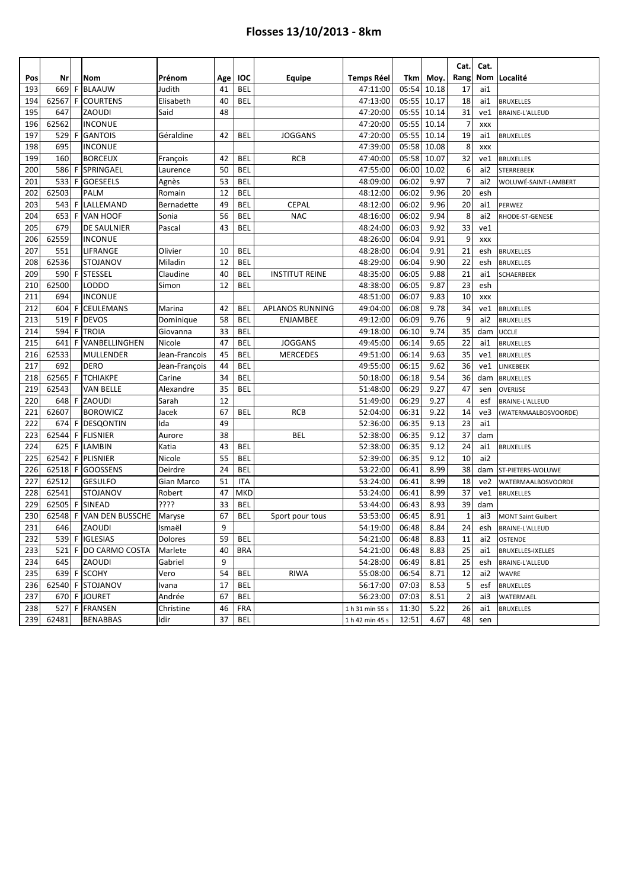# Flosses 13/10/2013 - 8km

| Pos | Nr | | Nom | Prénom | Age | IOC | Equipe | Temps Réel | Tkm | Moy. | Cat. Rang | Cat. Nom | Localité |
|---|---|---|---|---|---|---|---|---|---|---|---|---|---|
| 193 | 669 | F | BLAAUW | Judith | 41 | BEL | | 47:11:00 | 05:54 | 10.18 | 17 | ai1 | |
| 194 | 62567 | F | COURTENS | Elisabeth | 40 | BEL | | 47:13:00 | 05:55 | 10.17 | 18 | ai1 | BRUXELLES |
| 195 | 647 | | ZAOUDI | Said | 48 | | | 47:20:00 | 05:55 | 10.14 | 31 | ve1 | BRAINE-L'ALLEUD |
| 196 | 62562 | | INCONUE | | | | | 47:20:00 | 05:55 | 10.14 | 7 | xxx | |
| 197 | 529 | F | GANTOIS | Géraldine | 42 | BEL | JOGGANS | 47:20:00 | 05:55 | 10.14 | 19 | ai1 | BRUXELLES |
| 198 | 695 | | INCONUE | | | | | 47:39:00 | 05:58 | 10.08 | 8 | xxx | |
| 199 | 160 | | BORCEUX | François | 42 | BEL | RCB | 47:40:00 | 05:58 | 10.07 | 32 | ve1 | BRUXELLES |
| 200 | 586 | F | SPRINGAEL | Laurence | 50 | BEL | | 47:55:00 | 06:00 | 10.02 | 6 | ai2 | STERREBEEK |
| 201 | 533 | F | GOESEELS | Agnès | 53 | BEL | | 48:09:00 | 06:02 | 9.97 | 7 | ai2 | WOLUWÉ-SAINT-LAMBERT |
| 202 | 62503 | | PALM | Romain | 12 | BEL | | 48:12:00 | 06:02 | 9.96 | 20 | esh | |
| 203 | 543 | F | LALLEMAND | Bernadette | 49 | BEL | CEPAL | 48:12:00 | 06:02 | 9.96 | 20 | ai1 | PERWEZ |
| 204 | 653 | F | VAN HOOF | Sonia | 56 | BEL | NAC | 48:16:00 | 06:02 | 9.94 | 8 | ai2 | RHODE-ST-GENESE |
| 205 | 679 | | DE SAULNIER | Pascal | 43 | BEL | | 48:24:00 | 06:03 | 9.92 | 33 | ve1 | |
| 206 | 62559 | | INCONUE | | | | | 48:26:00 | 06:04 | 9.91 | 9 | xxx | |
| 207 | 551 | | LIFRANGE | Olivier | 10 | BEL | | 48:28:00 | 06:04 | 9.91 | 21 | esh | BRUXELLES |
| 208 | 62536 | | STOJANOV | Miladin | 12 | BEL | | 48:29:00 | 06:04 | 9.90 | 22 | esh | BRUXELLES |
| 209 | 590 | F | STESSEL | Claudine | 40 | BEL | INSTITUT REINE | 48:35:00 | 06:05 | 9.88 | 21 | ai1 | SCHAERBEEK |
| 210 | 62500 | | LODDO | Simon | 12 | BEL | | 48:38:00 | 06:05 | 9.87 | 23 | esh | |
| 211 | 694 | | INCONUE | | | | | 48:51:00 | 06:07 | 9.83 | 10 | xxx | |
| 212 | 604 | F | CEULEMANS | Marina | 42 | BEL | APLANOS RUNNING | 49:04:00 | 06:08 | 9.78 | 34 | ve1 | BRUXELLES |
| 213 | 519 | F | DEVOS | Dominique | 58 | BEL | ENJAMBEE | 49:12:00 | 06:09 | 9.76 | 9 | ai2 | BRUXELLES |
| 214 | 594 | F | TROIA | Giovanna | 33 | BEL | | 49:18:00 | 06:10 | 9.74 | 35 | dam | UCCLE |
| 215 | 641 | F | VANBELLINGHEN | Nicole | 47 | BEL | JOGGANS | 49:45:00 | 06:14 | 9.65 | 22 | ai1 | BRUXELLES |
| 216 | 62533 | | MULLENDER | Jean-Francois | 45 | BEL | MERCEDES | 49:51:00 | 06:14 | 9.63 | 35 | ve1 | BRUXELLES |
| 217 | 692 | | DERO | Jean-François | 44 | BEL | | 49:55:00 | 06:15 | 9.62 | 36 | ve1 | LINKEBEEK |
| 218 | 62565 | F | TCHIAKPE | Carine | 34 | BEL | | 50:18:00 | 06:18 | 9.54 | 36 | dam | BRUXELLES |
| 219 | 62543 | | VAN BELLE | Alexandre | 35 | BEL | | 51:48:00 | 06:29 | 9.27 | 47 | sen | OVERIJSE |
| 220 | 648 | F | ZAOUDI | Sarah | 12 | | | 51:49:00 | 06:29 | 9.27 | 4 | esf | BRAINE-L'ALLEUD |
| 221 | 62607 | | BOROWICZ | Jacek | 67 | BEL | RCB | 52:04:00 | 06:31 | 9.22 | 14 | ve3 | (WATERMAALBOSVOORDE) |
| 222 | 674 | F | DESQONTIN | Ida | 49 | | | 52:36:00 | 06:35 | 9.13 | 23 | ai1 | |
| 223 | 62544 | F | FLISNIER | Aurore | 38 | | BEL | 52:38:00 | 06:35 | 9.12 | 37 | dam | |
| 224 | 625 | F | LAMBIN | Katia | 43 | BEL | | 52:38:00 | 06:35 | 9.12 | 24 | ai1 | BRUXELLES |
| 225 | 62542 | F | PLISNIER | Nicole | 55 | BEL | | 52:39:00 | 06:35 | 9.12 | 10 | ai2 | |
| 226 | 62518 | F | GOOSSENS | Deirdre | 24 | BEL | | 53:22:00 | 06:41 | 8.99 | 38 | dam | ST-PIETERS-WOLUWE |
| 227 | 62512 | | GESULFO | Gian Marco | 51 | ITA | | 53:24:00 | 06:41 | 8.99 | 18 | ve2 | WATERMAALBOSVOORDE |
| 228 | 62541 | | STOJANOV | Robert | 47 | MKD | | 53:24:00 | 06:41 | 8.99 | 37 | ve1 | BRUXELLES |
| 229 | 62505 | F | SINEAD | ???? | 33 | BEL | | 53:44:00 | 06:43 | 8.93 | 39 | dam | |
| 230 | 62548 | F | VAN DEN BUSSCHE | Maryse | 67 | BEL | Sport pour tous | 53:53:00 | 06:45 | 8.91 | 1 | ai3 | MONT Saint Guibert |
| 231 | 646 | | ZAOUDI | Ismaël | 9 | | | 54:19:00 | 06:48 | 8.84 | 24 | esh | BRAINE-L'ALLEUD |
| 232 | 539 | F | IGLESIAS | Dolores | 59 | BEL | | 54:21:00 | 06:48 | 8.83 | 11 | ai2 | OSTENDE |
| 233 | 521 | F | DO CARMO COSTA | Marlete | 40 | BRA | | 54:21:00 | 06:48 | 8.83 | 25 | ai1 | BRUXELLES-IXELLES |
| 234 | 645 | | ZAOUDI | Gabriel | 9 | | | 54:28:00 | 06:49 | 8.81 | 25 | esh | BRAINE-L'ALLEUD |
| 235 | 639 | F | SCOHY | Vero | 54 | BEL | RIWA | 55:08:00 | 06:54 | 8.71 | 12 | ai2 | WAVRE |
| 236 | 62540 | F | STOJANOV | Ivana | 17 | BEL | | 56:17:00 | 07:03 | 8.53 | 5 | esf | BRUXELLES |
| 237 | 670 | F | JOURET | Andrée | 67 | BEL | | 56:23:00 | 07:03 | 8.51 | 2 | ai3 | WATERMAEL |
| 238 | 527 | F | FRANSEN | Christine | 46 | FRA | | 1 h 31 min 55 s | 11:30 | 5.22 | 26 | ai1 | BRUXELLES |
| 239 | 62481 | | BENABBAS | Idir | 37 | BEL | | 1 h 42 min 45 s | 12:51 | 4.67 | 48 | sen | |